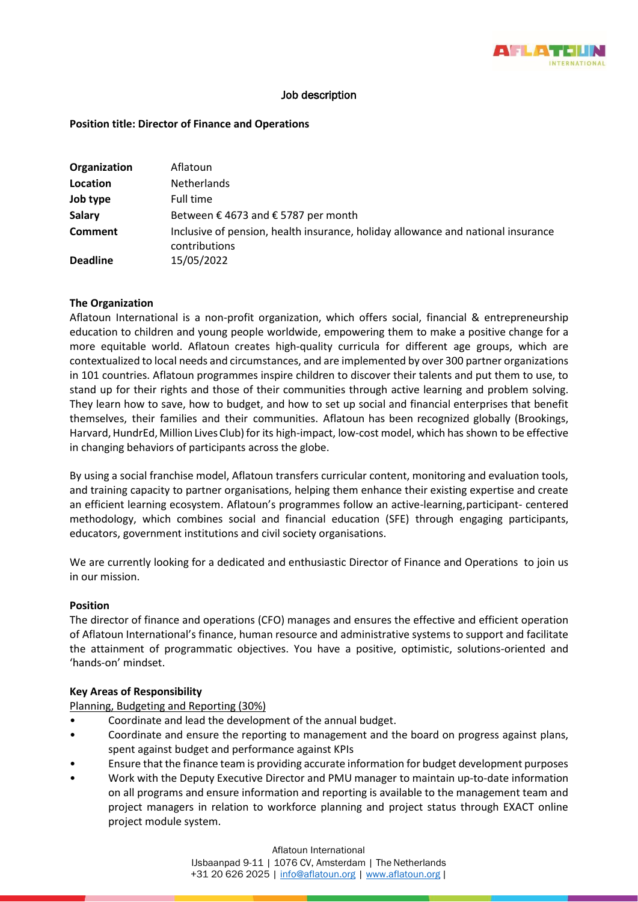# Job description

**Position title: Director of Finance and Operations**

| | |
|---|---|
| **Organization** | Aflatoun |
| **Location** | Netherlands |
| **Job type** | Full time |
| **Salary** | Between € 4673 and € 5787 per month |
| **Comment** | Inclusive of pension, health insurance, holiday allowance and national insurance contributions |
| **Deadline** | 15/05/2022 |

**The Organization**

Aflatoun International is a non-profit organization, which offers social, financial & entrepreneurship education to children and young people worldwide, empowering them to make a positive change for a more equitable world. Aflatoun creates high-quality curricula for different age groups, which are contextualized to local needs and circumstances, and are implemented by over 300 partner organizations in 101 countries. Aflatoun programmes inspire children to discover their talents and put them to use, to stand up for their rights and those of their communities through active learning and problem solving. They learn how to save, how to budget, and how to set up social and financial enterprises that benefit themselves, their families and their communities. Aflatoun has been recognized globally (Brookings, Harvard, HundrEd, Million Lives Club) for its high-impact, low-cost model, which has shown to be effective in changing behaviors of participants across the globe.

By using a social franchise model, Aflatoun transfers curricular content, monitoring and evaluation tools, and training capacity to partner organisations, helping them enhance their existing expertise and create an efficient learning ecosystem. Aflatoun's programmes follow an active-learning, participant- centered methodology, which combines social and financial education (SFE) through engaging participants, educators, government institutions and civil society organisations.

We are currently looking for a dedicated and enthusiastic Director of Finance and Operations to join us in our mission.

**Position**

The director of finance and operations (CFO) manages and ensures the effective and efficient operation of Aflatoun International's finance, human resource and administrative systems to support and facilitate the attainment of programmatic objectives. You have a positive, optimistic, solutions-oriented and 'hands-on' mindset.

**Key Areas of Responsibility**

Planning, Budgeting and Reporting (30%)

- Coordinate and lead the development of the annual budget.
- Coordinate and ensure the reporting to management and the board on progress against plans, spent against budget and performance against KPIs
- Ensure that the finance team is providing accurate information for budget development purposes
- Work with the Deputy Executive Director and PMU manager to maintain up-to-date information on all programs and ensure information and reporting is available to the management team and project managers in relation to workforce planning and project status through EXACT online project module system.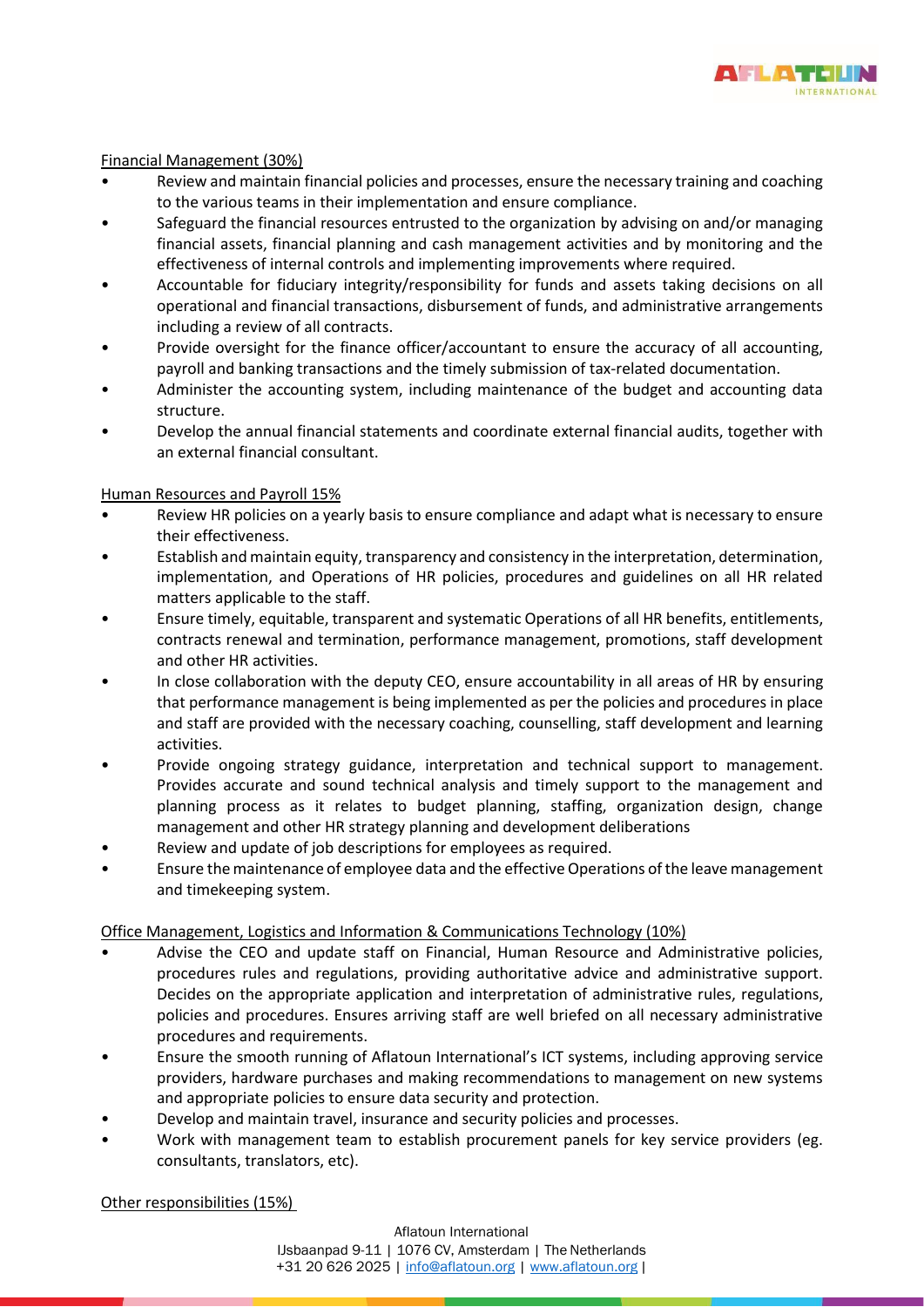Financial Management (30%)

- Review and maintain financial policies and processes, ensure the necessary training and coaching to the various teams in their implementation and ensure compliance.
- Safeguard the financial resources entrusted to the organization by advising on and/or managing financial assets, financial planning and cash management activities and by monitoring and the effectiveness of internal controls and implementing improvements where required.
- Accountable for fiduciary integrity/responsibility for funds and assets taking decisions on all operational and financial transactions, disbursement of funds, and administrative arrangements including a review of all contracts.
- Provide oversight for the finance officer/accountant to ensure the accuracy of all accounting, payroll and banking transactions and the timely submission of tax-related documentation.
- Administer the accounting system, including maintenance of the budget and accounting data structure.
- Develop the annual financial statements and coordinate external financial audits, together with an external financial consultant.

Human Resources and Payroll 15%

- Review HR policies on a yearly basis to ensure compliance and adapt what is necessary to ensure their effectiveness.
- Establish and maintain equity, transparency and consistency in the interpretation, determination, implementation, and Operations of HR policies, procedures and guidelines on all HR related matters applicable to the staff.
- Ensure timely, equitable, transparent and systematic Operations of all HR benefits, entitlements, contracts renewal and termination, performance management, promotions, staff development and other HR activities.
- In close collaboration with the deputy CEO, ensure accountability in all areas of HR by ensuring that performance management is being implemented as per the policies and procedures in place and staff are provided with the necessary coaching, counselling, staff development and learning activities.
- Provide ongoing strategy guidance, interpretation and technical support to management. Provides accurate and sound technical analysis and timely support to the management and planning process as it relates to budget planning, staffing, organization design, change management and other HR strategy planning and development deliberations
- Review and update of job descriptions for employees as required.
- Ensure the maintenance of employee data and the effective Operations of the leave management and timekeeping system.

Office Management, Logistics and Information & Communications Technology (10%)

- Advise the CEO and update staff on Financial, Human Resource and Administrative policies, procedures rules and regulations, providing authoritative advice and administrative support. Decides on the appropriate application and interpretation of administrative rules, regulations, policies and procedures. Ensures arriving staff are well briefed on all necessary administrative procedures and requirements.
- Ensure the smooth running of Aflatoun International's ICT systems, including approving service providers, hardware purchases and making recommendations to management on new systems and appropriate policies to ensure data security and protection.
- Develop and maintain travel, insurance and security policies and processes.
- Work with management team to establish procurement panels for key service providers (eg. consultants, translators, etc).

Other responsibilities (15%)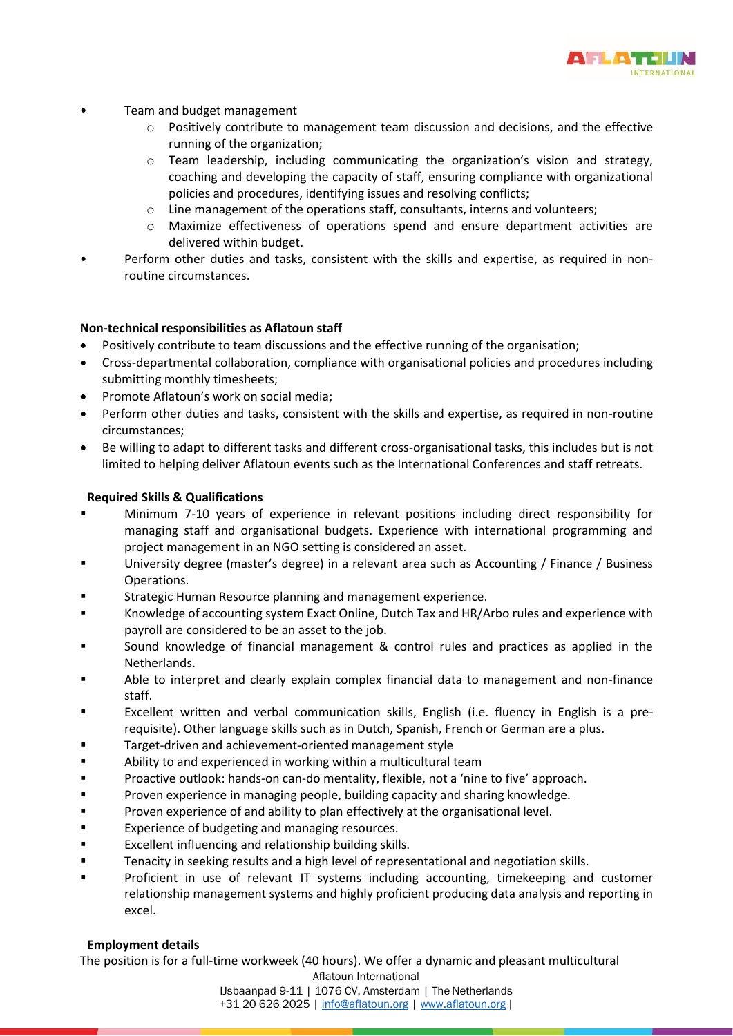- Team and budget management
  - Positively contribute to management team discussion and decisions, and the effective running of the organization;
  - Team leadership, including communicating the organization's vision and strategy, coaching and developing the capacity of staff, ensuring compliance with organizational policies and procedures, identifying issues and resolving conflicts;
  - Line management of the operations staff, consultants, interns and volunteers;
  - Maximize effectiveness of operations spend and ensure department activities are delivered within budget.
- Perform other duties and tasks, consistent with the skills and expertise, as required in non-routine circumstances.

**Non-technical responsibilities as Aflatoun staff**

- Positively contribute to team discussions and the effective running of the organisation;
- Cross-departmental collaboration, compliance with organisational policies and procedures including submitting monthly timesheets;
- Promote Aflatoun's work on social media;
- Perform other duties and tasks, consistent with the skills and expertise, as required in non-routine circumstances;
- Be willing to adapt to different tasks and different cross-organisational tasks, this includes but is not limited to helping deliver Aflatoun events such as the International Conferences and staff retreats.

**Required Skills & Qualifications**

- Minimum 7-10 years of experience in relevant positions including direct responsibility for managing staff and organisational budgets. Experience with international programming and project management in an NGO setting is considered an asset.
- University degree (master's degree) in a relevant area such as Accounting / Finance / Business Operations.
- Strategic Human Resource planning and management experience.
- Knowledge of accounting system Exact Online, Dutch Tax and HR/Arbo rules and experience with payroll are considered to be an asset to the job.
- Sound knowledge of financial management & control rules and practices as applied in the Netherlands.
- Able to interpret and clearly explain complex financial data to management and non-finance staff.
- Excellent written and verbal communication skills, English (i.e. fluency in English is a pre-requisite). Other language skills such as in Dutch, Spanish, French or German are a plus.
- Target-driven and achievement-oriented management style
- Ability to and experienced in working within a multicultural team
- Proactive outlook: hands-on can-do mentality, flexible, not a 'nine to five' approach.
- Proven experience in managing people, building capacity and sharing knowledge.
- Proven experience of and ability to plan effectively at the organisational level.
- Experience of budgeting and managing resources.
- Excellent influencing and relationship building skills.
- Tenacity in seeking results and a high level of representational and negotiation skills.
- Proficient in use of relevant IT systems including accounting, timekeeping and customer relationship management systems and highly proficient producing data analysis and reporting in excel.

**Employment details**

The position is for a full-time workweek (40 hours). We offer a dynamic and pleasant multicultural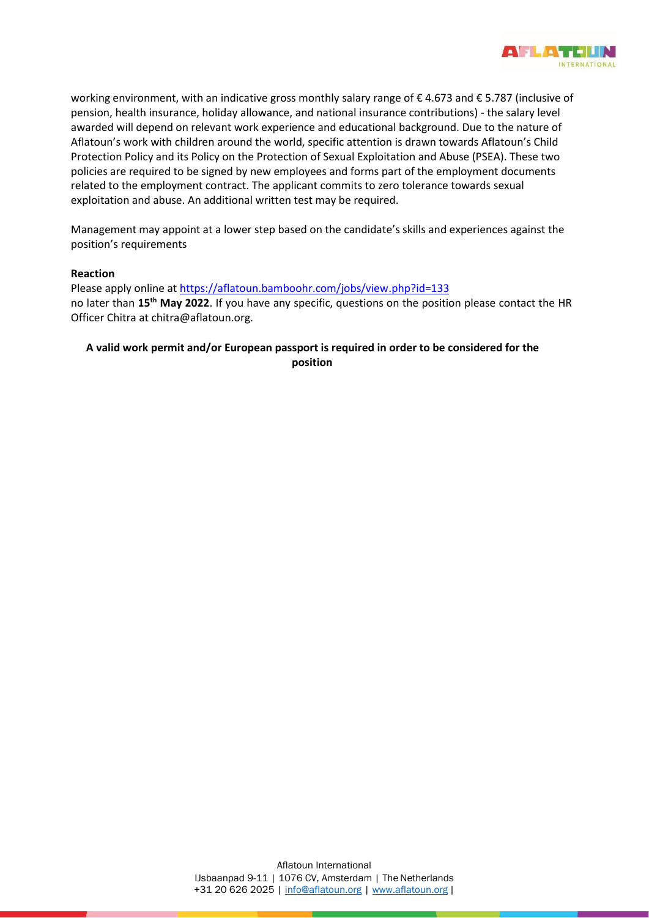working environment, with an indicative gross monthly salary range of € 4.673 and € 5.787 (inclusive of pension, health insurance, holiday allowance, and national insurance contributions) - the salary level awarded will depend on relevant work experience and educational background. Due to the nature of Aflatoun's work with children around the world, specific attention is drawn towards Aflatoun's Child Protection Policy and its Policy on the Protection of Sexual Exploitation and Abuse (PSEA). These two policies are required to be signed by new employees and forms part of the employment documents related to the employment contract. The applicant commits to zero tolerance towards sexual exploitation and abuse. An additional written test may be required.

Management may appoint at a lower step based on the candidate's skills and experiences against the position's requirements

**Reaction**

Please apply online at https://aflatoun.bamboohr.com/jobs/view.php?id=133 no later than **15th May 2022**. If you have any specific, questions on the position please contact the HR Officer Chitra at chitra@aflatoun.org.

**A valid work permit and/or European passport is required in order to be considered for the position**

Aflatoun International
IJsbaanpad 9-11 | 1076 CV, Amsterdam | The Netherlands
+31 20 626 2025 | info@aflatoun.org | www.aflatoun.org |